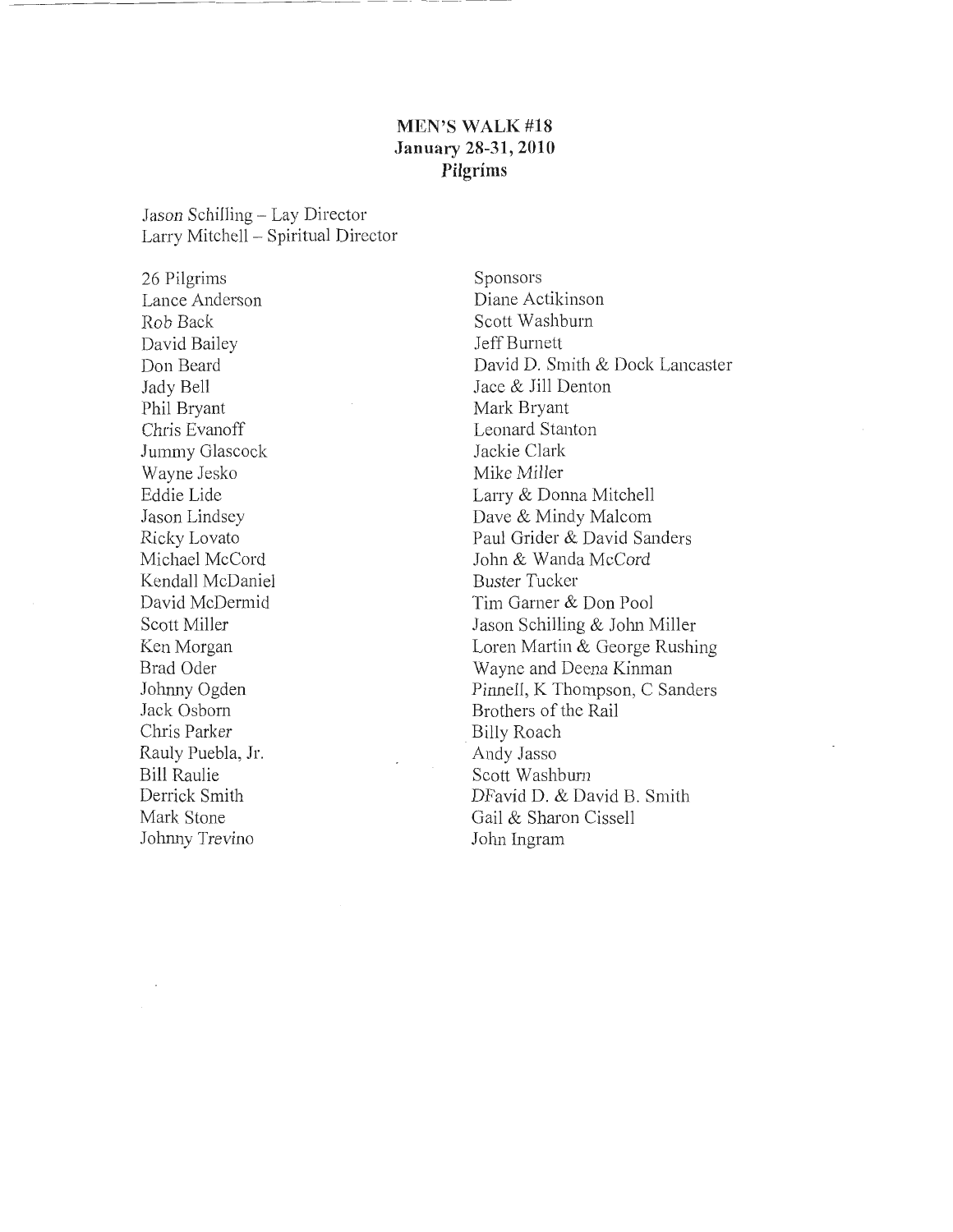**MEN'S WALK #18**
**January 28-31, 2010**
**Pilgrims**

Jason Schilling – Lay Director
Larry Mitchell – Spiritual Director

| 26 Pilgrims | Sponsors |
|---|---|
| Lance Anderson | Diane Actikinson |
| Rob Back | Scott Washburn |
| David Bailey | Jeff Burnett |
| Don Beard | David D. Smith & Dock Lancaster |
| Jady Bell | Jace & Jill Denton |
| Phil Bryant | Mark Bryant |
| Chris Evanoff | Leonard Stanton |
| Jummy Glascock | Jackie Clark |
| Wayne Jesko | Mike Miller |
| Eddie Lide | Larry & Donna Mitchell |
| Jason Lindsey | Dave & Mindy Malcom |
| Ricky Lovato | Paul Grider & David Sanders |
| Michael McCord | John & Wanda McCord |
| Kendall McDaniel | Buster Tucker |
| David McDermid | Tim Garner & Don Pool |
| Scott Miller | Jason Schilling & John Miller |
| Ken Morgan | Loren Martin & George Rushing |
| Brad Oder | Wayne and Deena Kinman |
| Johnny Ogden | Pinnell, K Thompson, C Sanders |
| Jack Osborn | Brothers of the Rail |
| Chris Parker | Billy Roach |
| Rauly Puebla, Jr. | Andy Jasso |
| Bill Raulie | Scott Washburn |
| Derrick Smith | DFavid D. & David B. Smith |
| Mark Stone | Gail & Sharon Cissell |
| Johnny Trevino | John Ingram |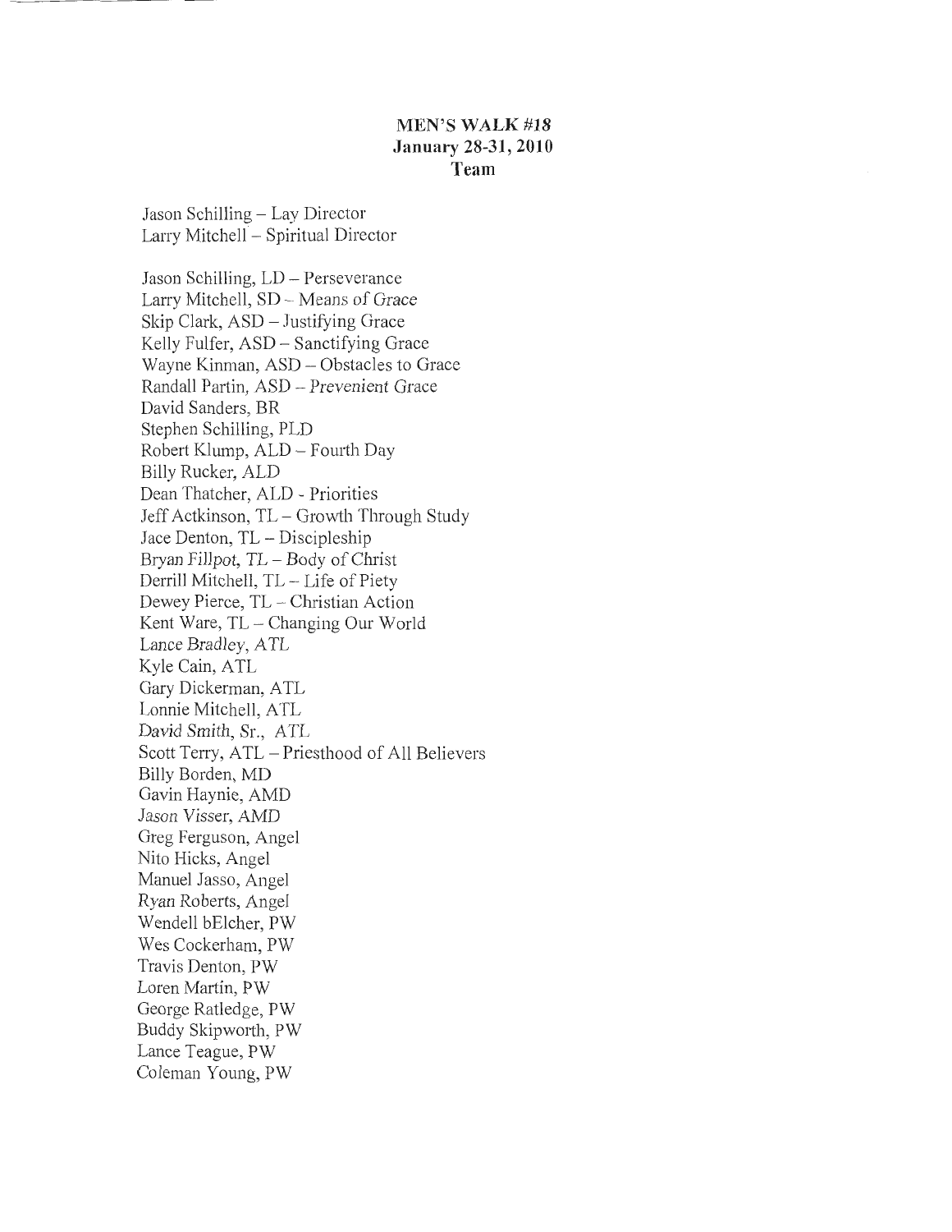**MEN'S WALK #18**
**January 28-31, 2010**
**Team**

Jason Schilling – Lay Director
Larry Mitchell – Spiritual Director

Jason Schilling, LD – Perseverance
Larry Mitchell, SD – Means of Grace
Skip Clark, ASD – Justifying Grace
Kelly Fulfer, ASD – Sanctifying Grace
Wayne Kinman, ASD – Obstacles to Grace
Randall Partin, ASD – Prevenient Grace
David Sanders, BR
Stephen Schilling, PLD
Robert Klump, ALD – Fourth Day
Billy Rucker, ALD
Dean Thatcher, ALD - Priorities
Jeff Actkinson, TL – Growth Through Study
Jace Denton, TL – Discipleship
Bryan Fillpot, TL – Body of Christ
Derrill Mitchell, TL – Life of Piety
Dewey Pierce, TL – Christian Action
Kent Ware, TL – Changing Our World
Lance Bradley, ATL
Kyle Cain, ATL
Gary Dickerman, ATL
Lonnie Mitchell, ATL
David Smith, Sr., ATL
Scott Terry, ATL – Priesthood of All Believers
Billy Borden, MD
Gavin Haynie, AMD
Jason Visser, AMD
Greg Ferguson, Angel
Nito Hicks, Angel
Manuel Jasso, Angel
Ryan Roberts, Angel
Wendell bElcher, PW
Wes Cockerham, PW
Travis Denton, PW
Loren Martin, PW
George Ratledge, PW
Buddy Skipworth, PW
Lance Teague, PW
Coleman Young, PW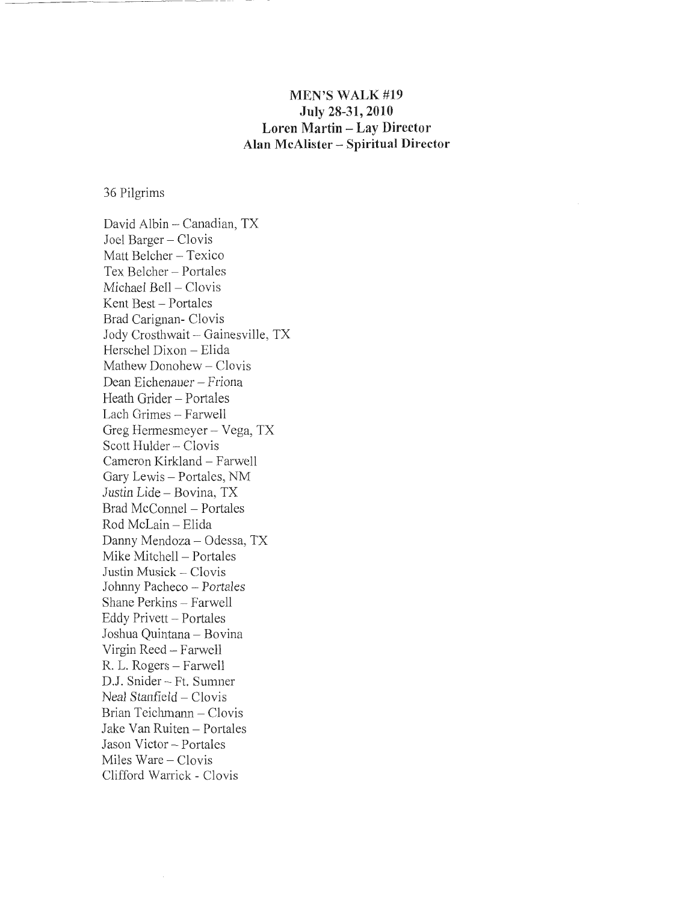## MEN'S WALK #19
## July 28-31, 2010
## Loren Martin – Lay Director
## Alan McAlister – Spiritual Director

36 Pilgrims

David Albin – Canadian, TX
Joel Barger – Clovis
Matt Belcher – Texico
Tex Belcher – Portales
Michael Bell – Clovis
Kent Best – Portales
Brad Carignan- Clovis
Jody Crosthwait – Gainesville, TX
Herschel Dixon – Elida
Mathew Donohew – Clovis
Dean Eichenauer – Friona
Heath Grider – Portales
Lach Grimes – Farwell
Greg Hermesmeyer – Vega, TX
Scott Hulder – Clovis
Cameron Kirkland – Farwell
Gary Lewis – Portales, NM
Justin Lide – Bovina, TX
Brad McConnel – Portales
Rod McLain – Elida
Danny Mendoza – Odessa, TX
Mike Mitchell – Portales
Justin Musick – Clovis
Johnny Pacheco – Portales
Shane Perkins – Farwell
Eddy Privett – Portales
Joshua Quintana – Bovina
Virgin Reed – Farwell
R. L. Rogers – Farwell
D.J. Snider – Ft. Sumner
Neal Stanfield – Clovis
Brian Teichmann – Clovis
Jake Van Ruiten – Portales
Jason Victor – Portales
Miles Ware – Clovis
Clifford Warrick - Clovis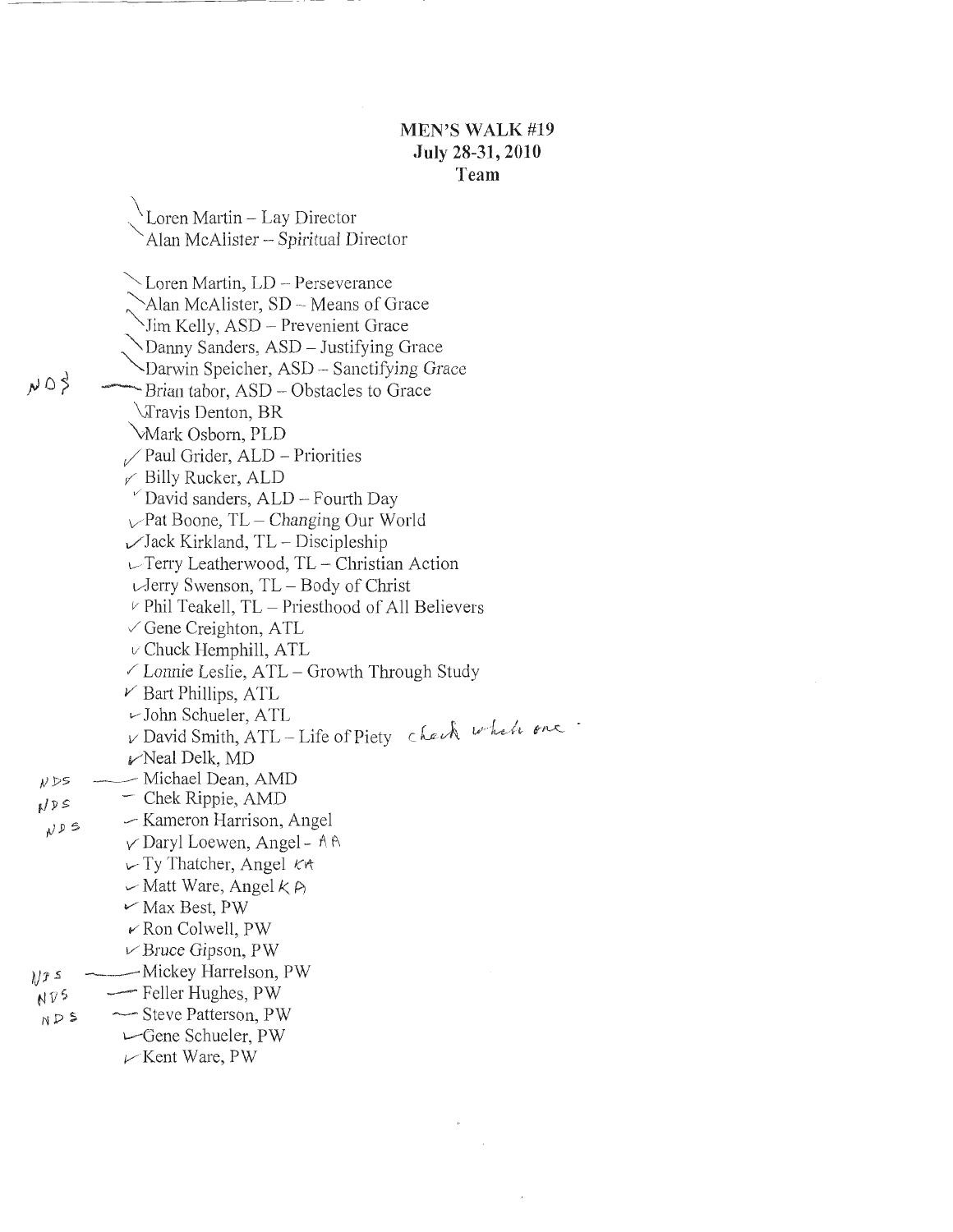**MEN'S WALK #19**
**July 28-31, 2010**
**Team**

- Loren Martin – Lay Director
- Alan McAlister – Spiritual Director

- Loren Martin, LD – Perseverance
- Alan McAlister, SD – Means of Grace
- Jim Kelly, ASD – Prevenient Grace
- Danny Sanders, ASD – Justifying Grace
- Darwin Speicher, ASD – Sanctifying Grace
- NDS — Brian tabor, ASD – Obstacles to Grace
- Travis Denton, BR
- Mark Osborn, PLD
- Paul Grider, ALD – Priorities
- Billy Rucker, ALD
- David sanders, ALD – Fourth Day
- Pat Boone, TL – Changing Our World
- Jack Kirkland, TL – Discipleship
- Terry Leatherwood, TL – Christian Action
- Jerry Swenson, TL – Body of Christ
- Phil Teakell, TL – Priesthood of All Believers
- Gene Creighton, ATL
- Chuck Hemphill, ATL
- Lonnie Leslie, ATL – Growth Through Study
- Bart Phillips, ATL
- John Schueler, ATL
- David Smith, ATL – Life of Piety *check which one.*
- Neal Delk, MD
- NDS — Michael Dean, AMD
- NDS — Chek Rippie, AMD
- NDS — Kameron Harrison, Angel
- Daryl Loewen, Angel - AA
- Ty Thatcher, Angel KA
- Matt Ware, Angel KA
- Max Best, PW
- Ron Colwell, PW
- Bruce Gipson, PW
- NDS — Mickey Harrelson, PW
- NDS — Feller Hughes, PW
- NDS — Steve Patterson, PW
- Gene Schueler, PW
- Kent Ware, PW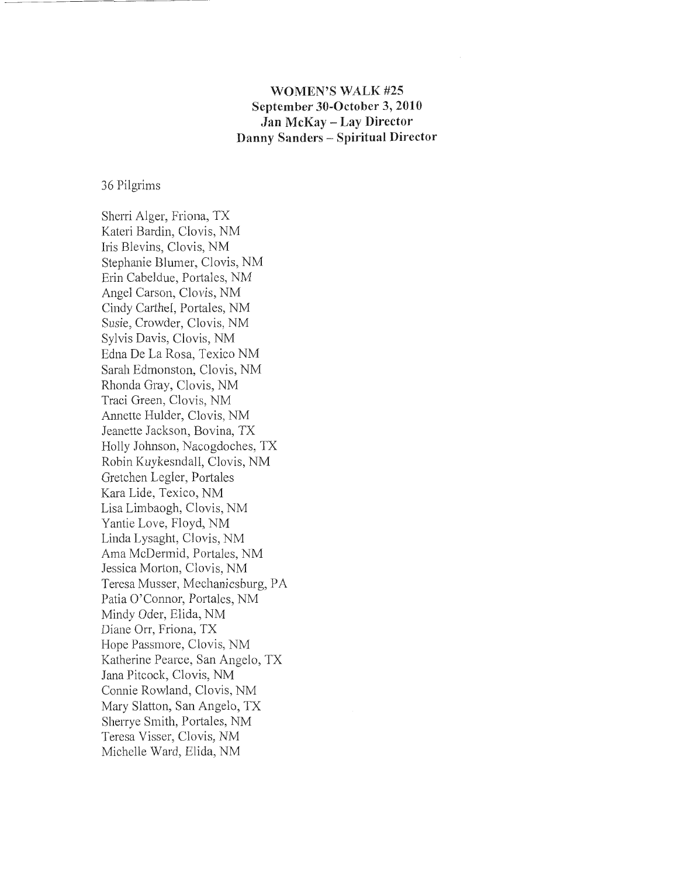**WOMEN'S WALK #25**
**September 30-October 3, 2010**
**Jan McKay – Lay Director**
**Danny Sanders – Spiritual Director**

36 Pilgrims

Sherri Alger, Friona, TX
Kateri Bardin, Clovis, NM
Iris Blevins, Clovis, NM
Stephanie Blumer, Clovis, NM
Erin Cabeldue, Portales, NM
Angel Carson, Clovis, NM
Cindy Carthel, Portales, NM
Susie, Crowder, Clovis, NM
Sylvis Davis, Clovis, NM
Edna De La Rosa, Texico NM
Sarah Edmonston, Clovis, NM
Rhonda Gray, Clovis, NM
Traci Green, Clovis, NM
Annette Hulder, Clovis, NM
Jeanette Jackson, Bovina, TX
Holly Johnson, Nacogdoches, TX
Robin Kuykesndall, Clovis, NM
Gretchen Legler, Portales
Kara Lide, Texico, NM
Lisa Limbaogh, Clovis, NM
Yantie Love, Floyd, NM
Linda Lysaght, Clovis, NM
Ama McDermid, Portales, NM
Jessica Morton, Clovis, NM
Teresa Musser, Mechanicsburg, PA
Patia O'Connor, Portales, NM
Mindy Oder, Elida, NM
Diane Orr, Friona, TX
Hope Passmore, Clovis, NM
Katherine Pearce, San Angelo, TX
Jana Pitcock, Clovis, NM
Connie Rowland, Clovis, NM
Mary Slatton, San Angelo, TX
Sherrye Smith, Portales, NM
Teresa Visser, Clovis, NM
Michelle Ward, Elida, NM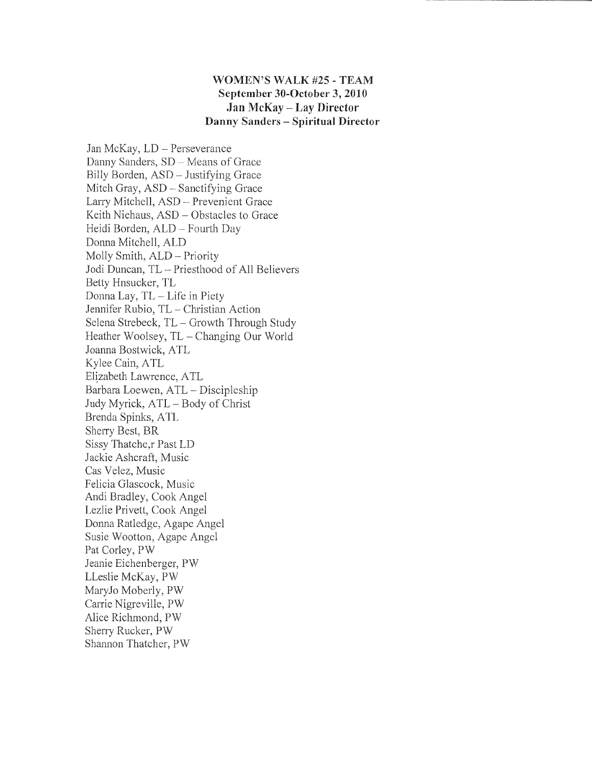**WOMEN'S WALK #25 - TEAM**
**September 30-October 3, 2010**
**Jan McKay – Lay Director**
**Danny Sanders – Spiritual Director**

Jan McKay, LD – Perseverance
Danny Sanders, SD – Means of Grace
Billy Borden, ASD – Justifying Grace
Mitch Gray, ASD – Sanctifying Grace
Larry Mitchell, ASD – Prevenient Grace
Keith Niehaus, ASD – Obstacles to Grace
Heidi Borden, ALD – Fourth Day
Donna Mitchell, ALD
Molly Smith, ALD – Priority
Jodi Duncan, TL – Priesthood of All Believers
Betty Hnsucker, TL
Donna Lay, TL – Life in Piety
Jennifer Rubio, TL – Christian Action
Selena Strebeck, TL – Growth Through Study
Heather Woolsey, TL – Changing Our World
Joanna Bostwick, ATL
Kylee Cain, ATL
Elizabeth Lawrence, ATL
Barbara Loewen, ATL – Discipleship
Judy Myrick, ATL – Body of Christ
Brenda Spinks, ATL
Sherry Best, BR
Sissy Thatche,r Past LD
Jackie Ashcraft, Music
Cas Velez, Music
Felicia Glascock, Music
Andi Bradley, Cook Angel
Lezlie Privett, Cook Angel
Donna Ratledge, Agape Angel
Susie Wootton, Agape Angel
Pat Corley, PW
Jeanie Eichenberger, PW
LLeslie McKay, PW
MaryJo Moberly, PW
Carrie Nigreville, PW
Alice Richmond, PW
Sherry Rucker, PW
Shannon Thatcher, PW